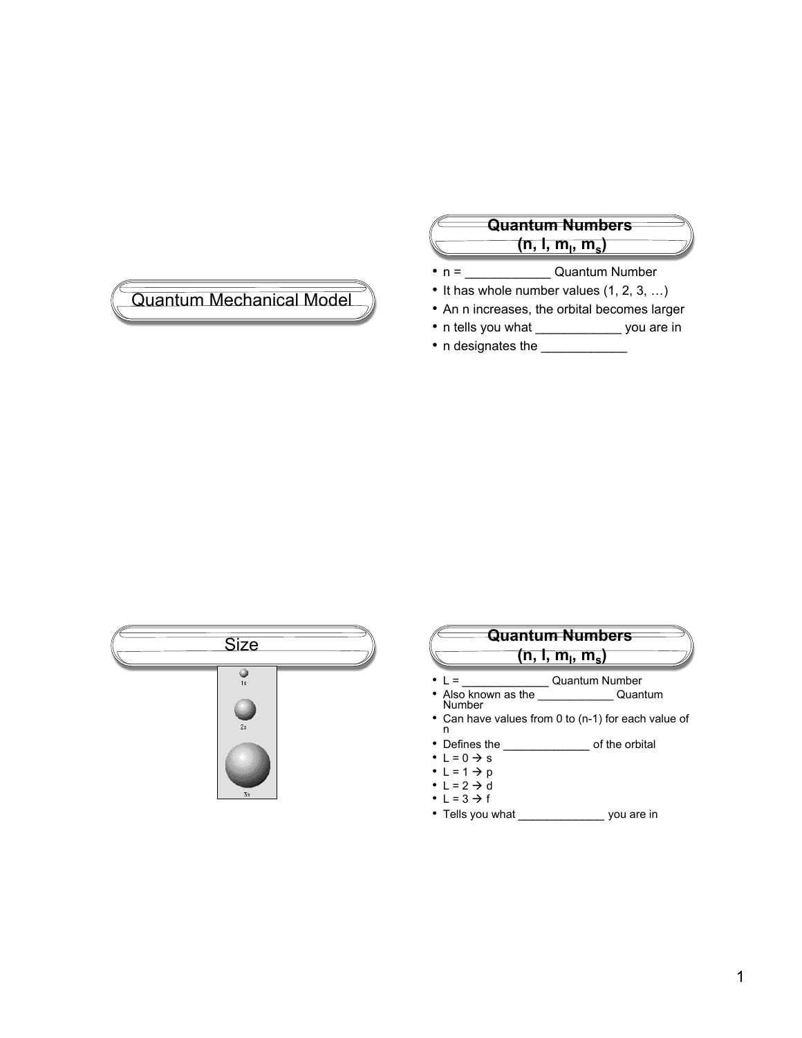# Quantum Mechanical Model

## Quantum Numbers (n, l, $m_l$, $m_s$)

- n = ____________ Quantum Number
- It has whole number values (1, 2, 3, …)
- An n increases, the orbital becomes larger
- n tells you what ____________ you are in
- n designates the ____________

## Size

1s

2s

3s

## Quantum Numbers (n, l, $m_l$, $m_s$)

- L = _____________ Quantum Number
- Also known as the ____________ Quantum Number
- Can have values from 0 to (n-1) for each value of n
- Defines the _____________ of the orbital
- L = 0 → s
- L = 1 → p
- L = 2 → d
- L = 3 → f
- Tells you what _____________ you are in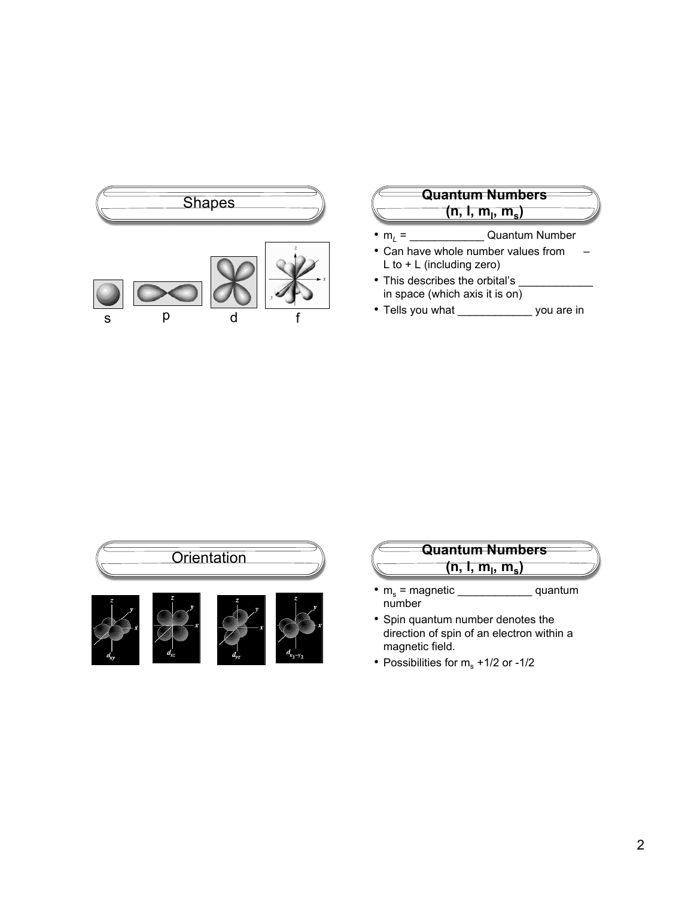## Shapes

s p d f

## Quantum Numbers (n, l, $m_l$, $m_s$)

- $m_L$ = ____________ Quantum Number
- Can have whole number values from – L to + L (including zero)
- This describes the orbital's ____________ in space (which axis it is on)
- Tells you what ____________ you are in

## Orientation

$d_{xy}$ $d_{xz}$ $d_{yz}$ $d_{x^2-y^2}$

## Quantum Numbers (n, l, $m_l$, $m_s$)

- $m_s$ = magnetic ____________ quantum number
- Spin quantum number denotes the direction of spin of an electron within a magnetic field.
- Possibilities for $m_s$ +1/2 or -1/2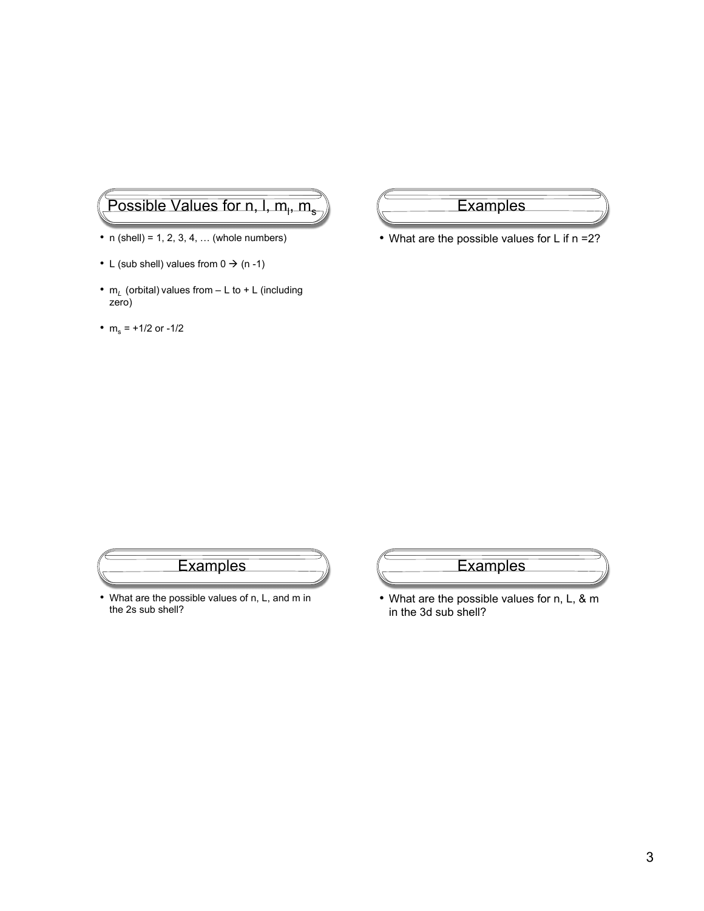## Possible Values for n, l, $m_l$, $m_s$

- n (shell) = 1, 2, 3, 4, … (whole numbers)
- L (sub shell) values from 0 → (n -1)
- $m_L$ (orbital) values from – L to + L (including zero)
- $m_s$ = +1/2 or -1/2

## Examples

- What are the possible values for L if n =2?

## Examples

- What are the possible values of n, L, and m in the 2s sub shell?

## Examples

- What are the possible values for n, L, & m in the 3d sub shell?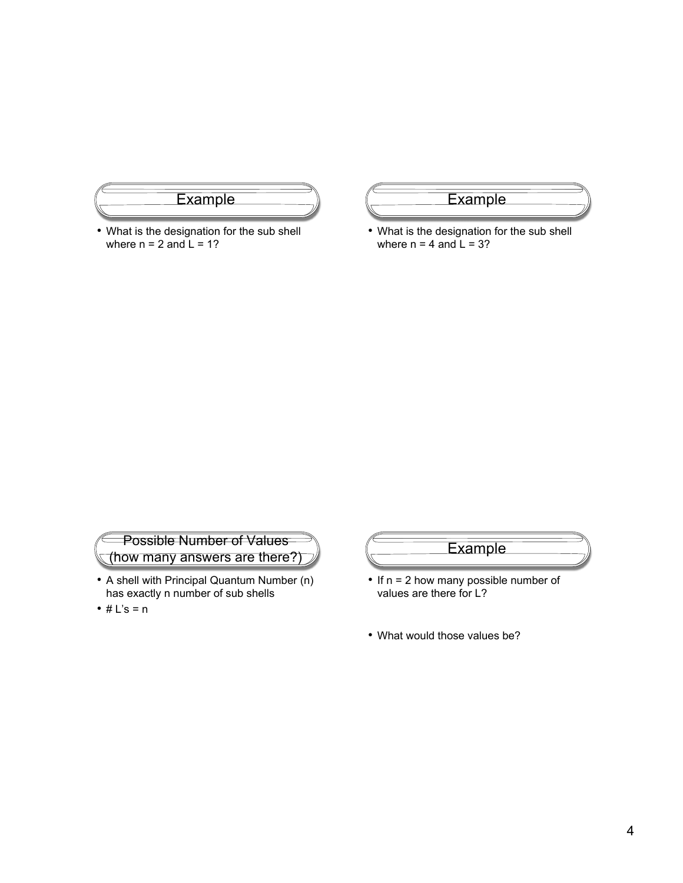## Example

- What is the designation for the sub shell where $n = 2$ and $L = 1$?

## Example

- What is the designation for the sub shell where $n = 4$ and $L = 3$?

## Possible Number of Values (how many answers are there?)

- A shell with Principal Quantum Number ($n$) has exactly $n$ number of sub shells
- $\# L\text{'s} = n$

## Example

- If $n = 2$ how many possible number of values are there for L?
- What would those values be?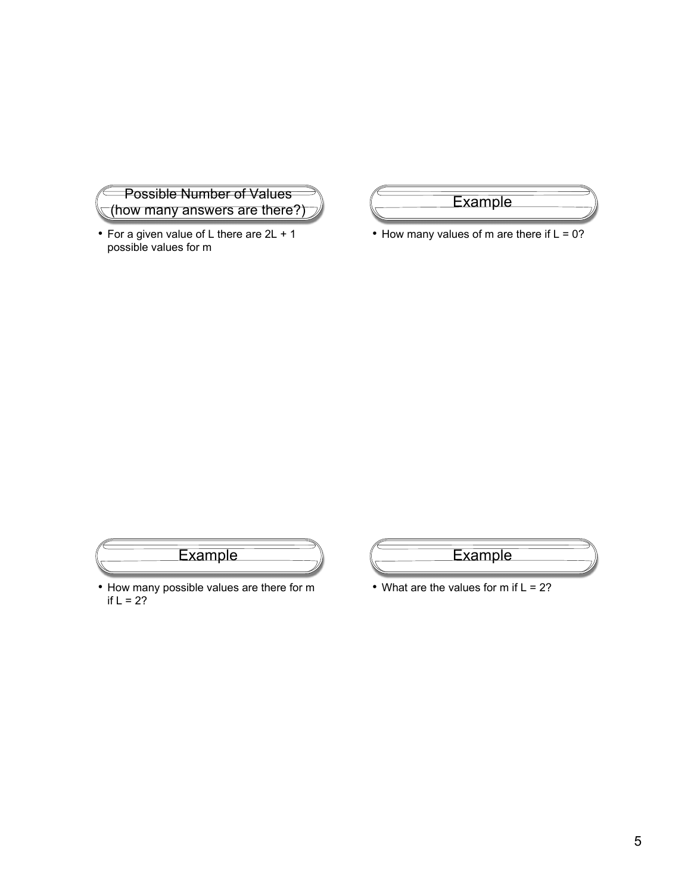## Possible Number of Values (how many answers are there?)

- For a given value of L there are 2L + 1 possible values for m

## Example

- How many values of m are there if L = 0?

## Example

- How many possible values are there for m if L = 2?

## Example

- What are the values for m if L = 2?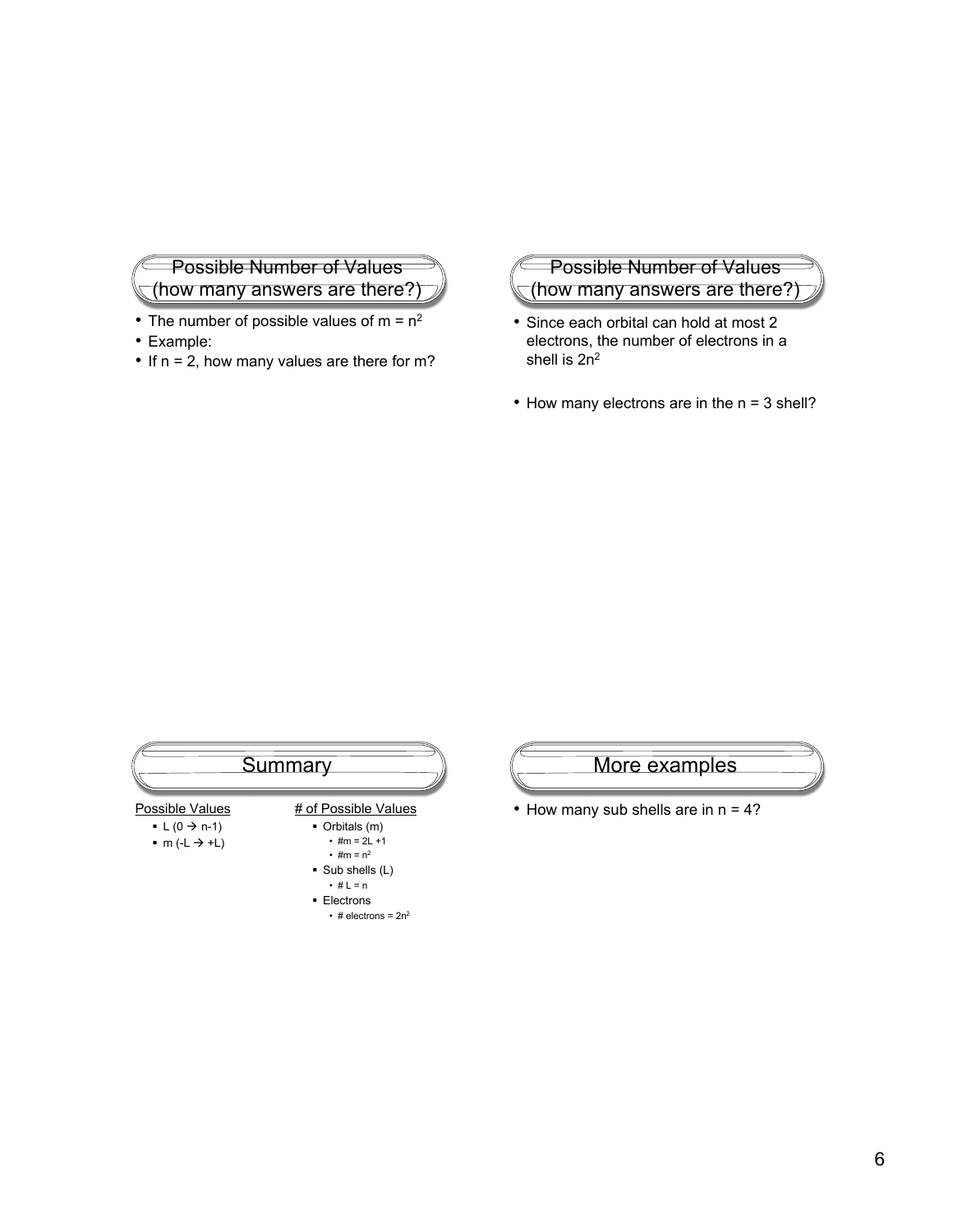## Possible Number of Values (how many answers are there?)

- The number of possible values of m = $n^2$
- Example:
- If n = 2, how many values are there for m?

## Possible Number of Values (how many answers are there?)

- Since each orbital can hold at most 2 electrons, the number of electrons in a shell is $2n^2$
- How many electrons are in the n = 3 shell?

## Summary

<u>Possible Values</u>

- L (0 → n-1)
- m (-L → +L)

<u># of Possible Values</u>

- Orbitals (m)
  - #m = 2L +1
  - #m = $n^2$
- Sub shells (L)
  - # L = n
- Electrons
  - # electrons = $2n^2$

## More examples

- How many sub shells are in n = 4?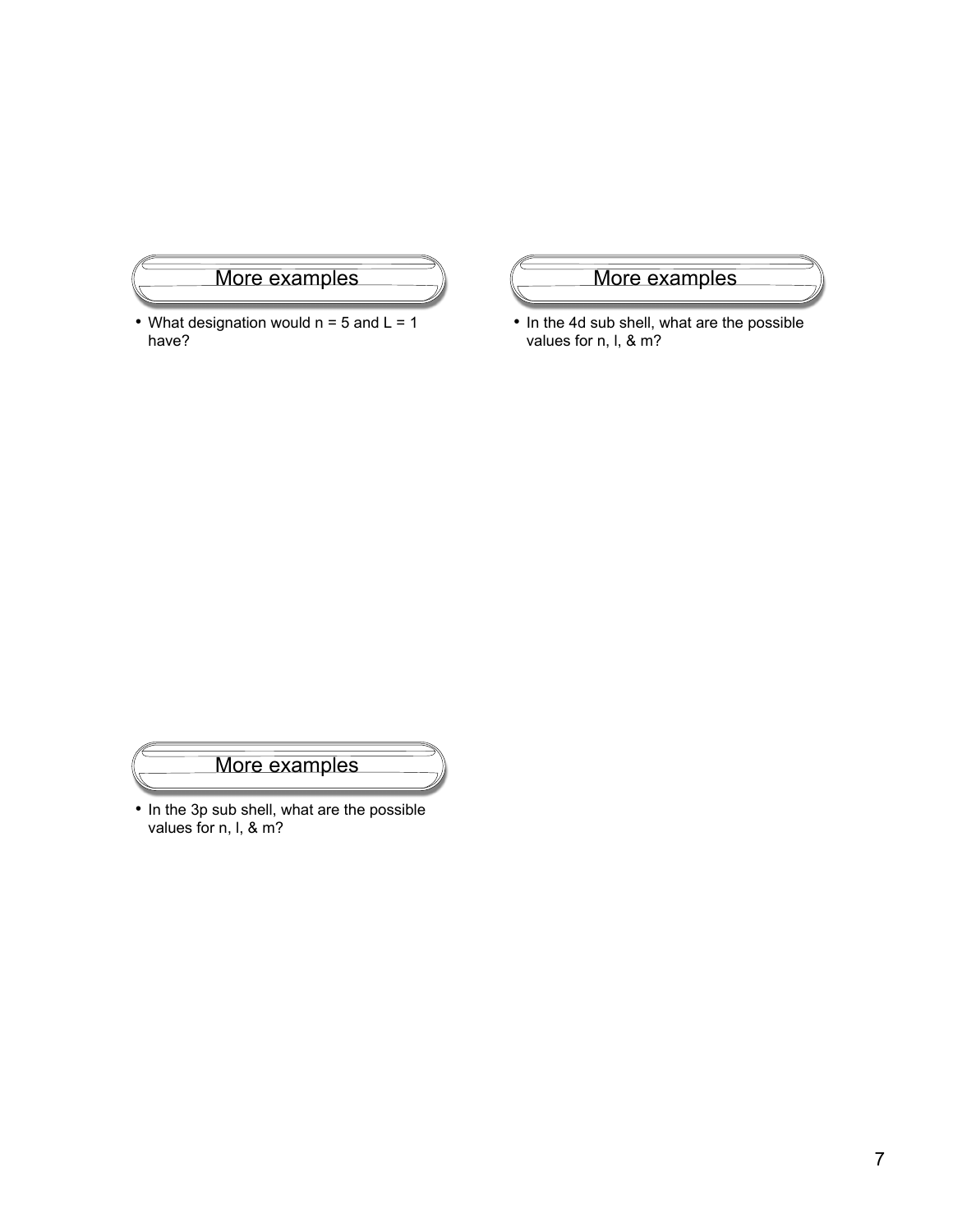## More examples

- What designation would $n = 5$ and $L = 1$ have?

## More examples

- In the 4d sub shell, what are the possible values for n, l, & m?

## More examples

- In the 3p sub shell, what are the possible values for n, l, & m?